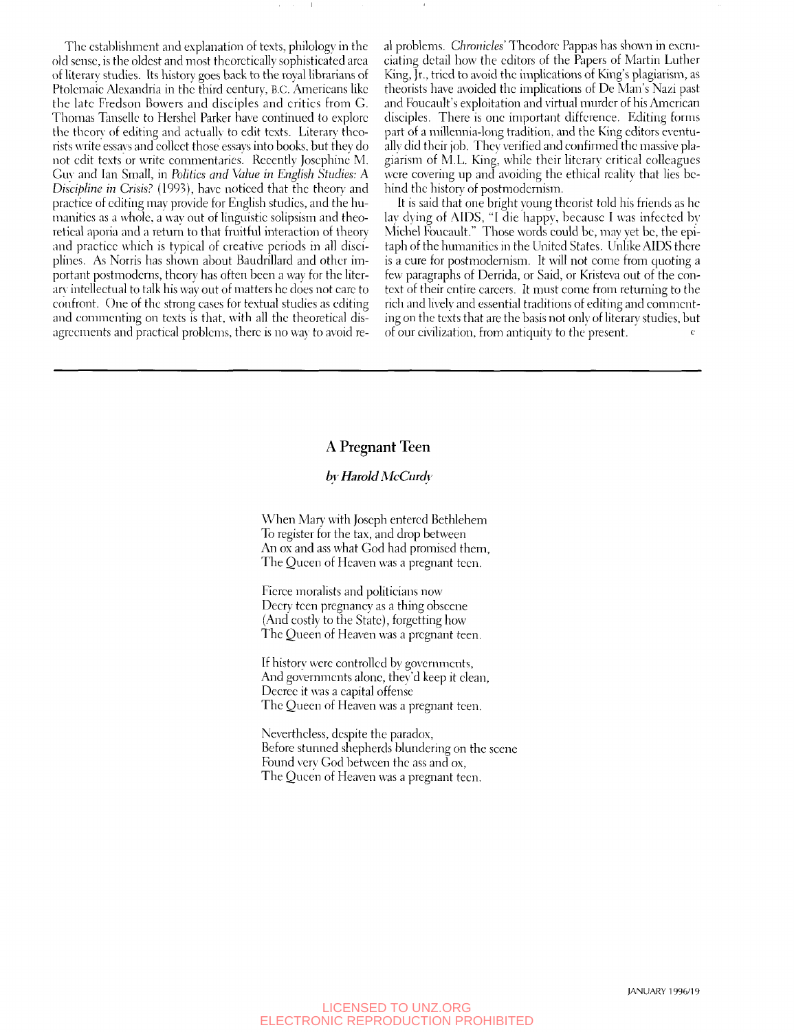The establishment and explanation of texts, philology in the old sense, is the oldest and most theoretically sophisticated area of literary studies. Its history goes back to the royal librarians of Ptolemaic Alexandria in the third century, B.C. Americans like the late Fredson Bowers and disciples and critics from G. Thomas Tanselle to Hershel Parker have continued to explore the theory of editing and actually to edit texts. Literary theorists write essays and collect those essays into books, but they do not edit texts or write commentaries. Recently Josephine M. Guy and Ian Small, in *Politics and Value in English Studies: A Discipline in Crisis?* (1993), have noticed that the theory and practice of editing may provide for English studies, and the humanities as a whole, a way out of linguistic solipsism and theoretical aporia and a return to that fruitful interaction of theory and practice which is typical of creative periods in all disciplines. As Norris has shown about Baudrillard and other important postmoderns, theory has often been a way for the literary intellectual to talk his way out of matters he does not care to confront. One of the strong cases for textual studies as editing and commenting on texts is that, with all the theoretical disagreements and practical problems, there is no way to avoid real problems. *Chronicles'* Theodore Pappas has shown in excruciating detail how the editors of the Papers of Martin Luther King, Jr., tried to avoid the implications of King's plagiarism, as theorists have avoided the implications of De Man's Nazi past and Foucault's exploitation and virtual murder of his American disciples. There is one important difference. Editing forms part of a millennia-long tradition, and the King editors eventually did their job. They verified and confirmed the massive plagiarism of M.L. King, while their literary critical colleagues were covering up and avoiding the ethical reality that lies behind the history of postmodernism.

It is said that one bright young theorist told his friends as he lay dying of AIDS, "I die happy, because I was infected by Michel Foucault." Those words could be, may yet be, the epitaph of the humanities in the United States. Unlike AIDS there is a cure for postmodernism. It will not come from quoting a few paragraphs of Derrida, or Said, or Kristeva out of the context of their entire careers. It must come from returning to the rich and lively and essential traditions of editing and commenting on the texts that are the basis not only of literary studies, but of our civilization, from antiquity to the present. c

---

## A Pregnant Teen

*by Harold McCurdy*

When Mary with Joseph entered Bethlehem  
To register for the tax, and drop between  
An ox and ass what God had promised them,  
The Queen of Heaven was a pregnant teen.

Fierce moralists and politicians now  
Decry teen pregnancy as a thing obscene  
(And costly to the State), forgetting how  
The Queen of Heaven was a pregnant teen.

If history were controlled by governments,  
And governments alone, they'd keep it clean,  
Decree it was a capital offense  
The Queen of Heaven was a pregnant teen.

Nevertheless, despite the paradox,  
Before stunned shepherds blundering on the scene  
Found very God between the ass and ox,  
The Queen of Heaven was a pregnant teen.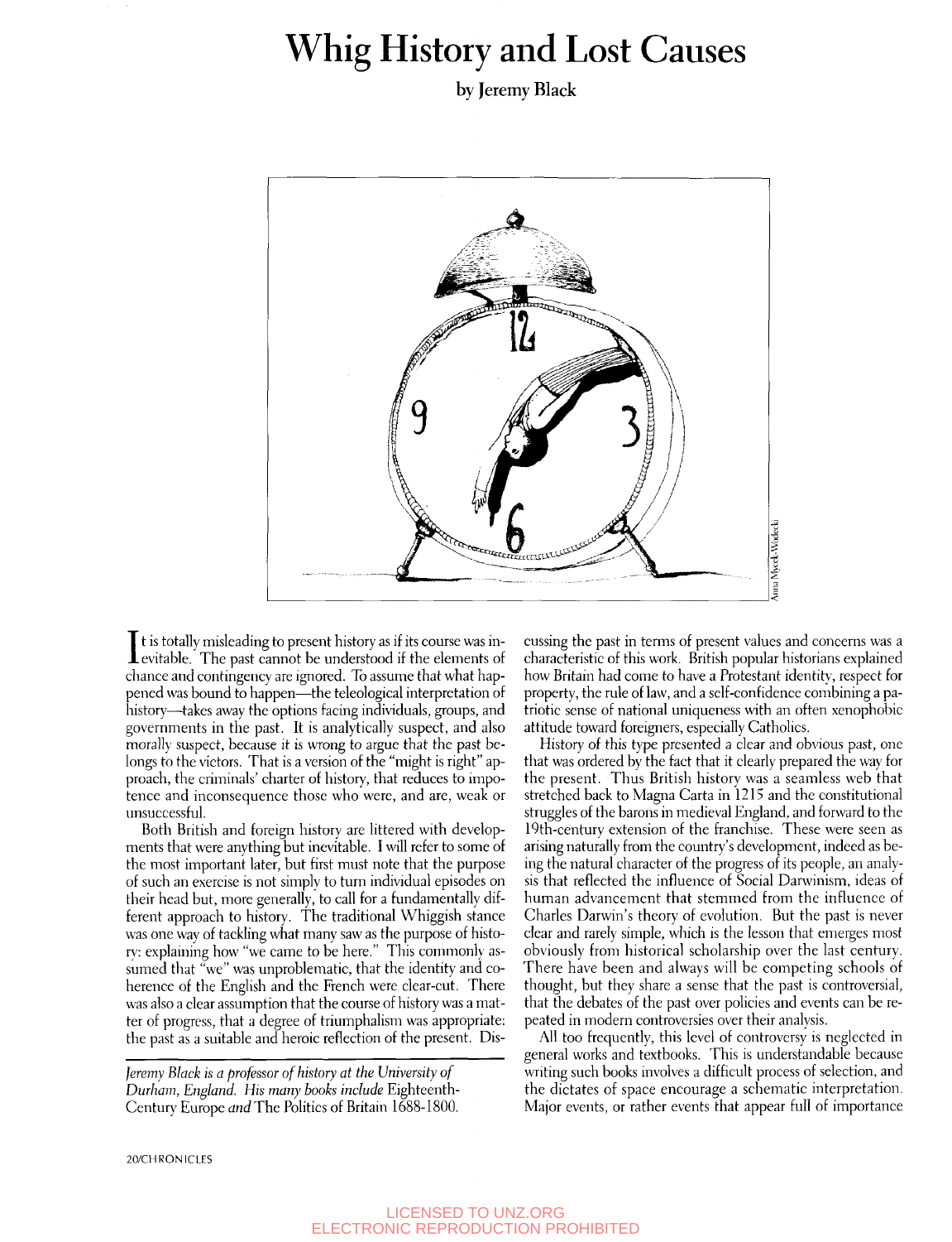# Whig History and Lost Causes

**by Jeremy Black**

It is totally misleading to present history as if its course was inevitable. The past cannot be understood if the elements of chance and contingency are ignored. To assume that what happened was bound to happen—the teleological interpretation of history—takes away the options facing individuals, groups, and governments in the past. It is analytically suspect, and also morally suspect, because it is wrong to argue that the past belongs to the victors. That is a version of the "might is right" approach, the criminals' charter of history, that reduces to impotence and inconsequence those who were, and are, weak or unsuccessful.

Both British and foreign history are littered with developments that were anything but inevitable. I will refer to some of the most important later, but first must note that the purpose of such an exercise is not simply to turn individual episodes on their head but, more generally, to call for a fundamentally different approach to history. The traditional Whiggish stance was one way of tackling what many saw as the purpose of history: explaining how "we came to be here." This commonly assumed that "we" was unproblematic, that the identity and coherence of the English and the French were clear-cut. There was also a clear assumption that the course of history was a matter of progress, that a degree of triumphalism was appropriate: the past as a suitable and heroic reflection of the present. Discussing the past in terms of present values and concerns was a characteristic of this work. British popular historians explained how Britain had come to have a Protestant identity, respect for property, the rule of law, and a self-confidence combining a patriotic sense of national uniqueness with an often xenophobic attitude toward foreigners, especially Catholics.

History of this type presented a clear and obvious past, one that was ordered by the fact that it clearly prepared the way for the present. Thus British history was a seamless web that stretched back to Magna Carta in 1215 and the constitutional struggles of the barons in medieval England, and forward to the 19th-century extension of the franchise. These were seen as arising naturally from the country's development, indeed as being the natural character of the progress of its people, an analysis that reflected the influence of Social Darwinism, ideas of human advancement that stemmed from the influence of Charles Darwin's theory of evolution. But the past is never clear and rarely simple, which is the lesson that emerges most obviously from historical scholarship over the last century. There have been and always will be competing schools of thought, but they share a sense that the past is controversial, that the debates of the past over policies and events can be repeated in modern controversies over their analysis.

All too frequently, this level of controversy is neglected in general works and textbooks. This is understandable because writing such books involves a difficult process of selection, and the dictates of space encourage a schematic interpretation. Major events, or rather events that appear full of importance

*Jeremy Black is a professor of history at the University of Durham, England. His many books include* Eighteenth-Century Europe *and* The Politics of Britain 1688-1800.